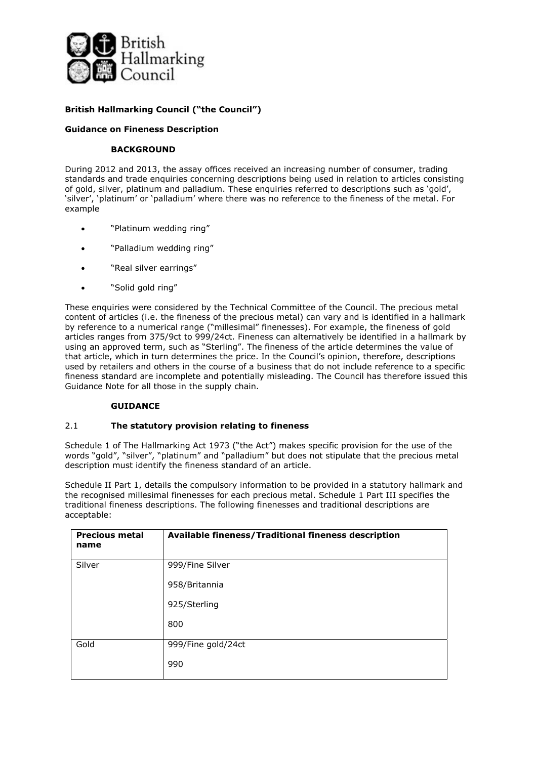**British Hallmarking Council ("the Council")**

**Guidance on Fineness Description**

**BACKGROUND**

During 2012 and 2013, the assay offices received an increasing number of consumer, trading standards and trade enquiries concerning descriptions being used in relation to articles consisting of gold, silver, platinum and palladium. These enquiries referred to descriptions such as 'gold', 'silver', 'platinum' or 'palladium' where there was no reference to the fineness of the metal. For example

- "Platinum wedding ring"
- "Palladium wedding ring"
- "Real silver earrings"
- "Solid gold ring"

These enquiries were considered by the Technical Committee of the Council. The precious metal content of articles (i.e. the fineness of the precious metal) can vary and is identified in a hallmark by reference to a numerical range ("millesimal" finenesses). For example, the fineness of gold articles ranges from 375/9ct to 999/24ct. Fineness can alternatively be identified in a hallmark by using an approved term, such as "Sterling". The fineness of the article determines the value of that article, which in turn determines the price. In the Council's opinion, therefore, descriptions used by retailers and others in the course of a business that do not include reference to a specific fineness standard are incomplete and potentially misleading. The Council has therefore issued this Guidance Note for all those in the supply chain.

**GUIDANCE**

2.1 **The statutory provision relating to fineness**

Schedule 1 of The Hallmarking Act 1973 ("the Act") makes specific provision for the use of the words "gold", "silver", "platinum" and "palladium" but does not stipulate that the precious metal description must identify the fineness standard of an article.

Schedule II Part 1, details the compulsory information to be provided in a statutory hallmark and the recognised millesimal finenesses for each precious metal. Schedule 1 Part III specifies the traditional fineness descriptions. The following finenesses and traditional descriptions are acceptable:

| **Precious metal name** | **Available fineness/Traditional fineness description** |
|---|---|
| Silver | 999/Fine Silver<br>958/Britannia<br>925/Sterling<br>800 |
| Gold | 999/Fine gold/24ct<br>990 |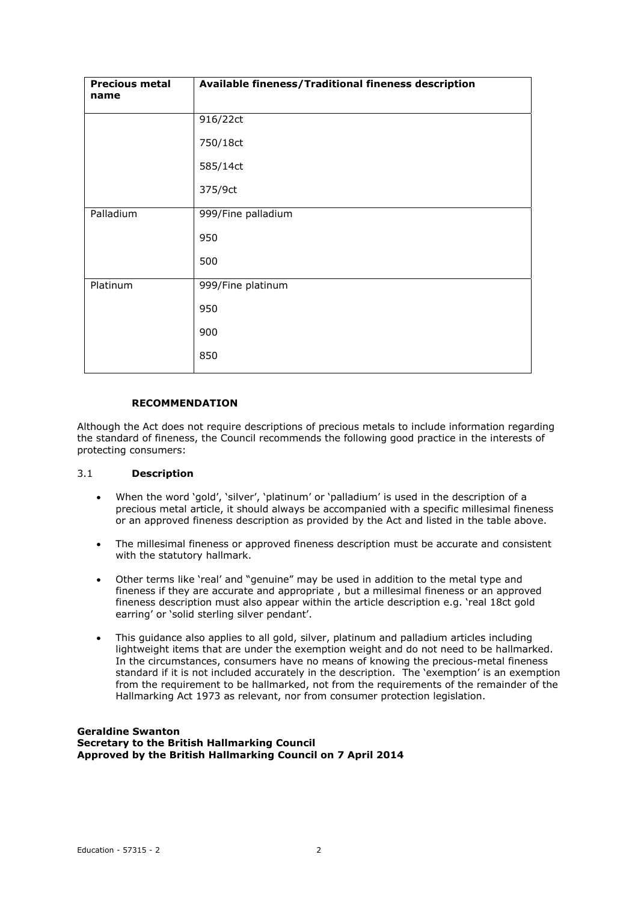| Precious metal name | Available fineness/Traditional fineness description |
|---|---|
| | 916/22ct<br>750/18ct<br>585/14ct<br>375/9ct |
| Palladium | 999/Fine palladium<br>950<br>500 |
| Platinum | 999/Fine platinum<br>950<br>900<br>850 |

**RECOMMENDATION**

Although the Act does not require descriptions of precious metals to include information regarding the standard of fineness, the Council recommends the following good practice in the interests of protecting consumers:

3.1 **Description**

- When the word 'gold', 'silver', 'platinum' or 'palladium' is used in the description of a precious metal article, it should always be accompanied with a specific millesimal fineness or an approved fineness description as provided by the Act and listed in the table above.
- The millesimal fineness or approved fineness description must be accurate and consistent with the statutory hallmark.
- Other terms like 'real' and "genuine" may be used in addition to the metal type and fineness if they are accurate and appropriate , but a millesimal fineness or an approved fineness description must also appear within the article description e.g. 'real 18ct gold earring' or 'solid sterling silver pendant'.
- This guidance also applies to all gold, silver, platinum and palladium articles including lightweight items that are under the exemption weight and do not need to be hallmarked. In the circumstances, consumers have no means of knowing the precious-metal fineness standard if it is not included accurately in the description. The 'exemption' is an exemption from the requirement to be hallmarked, not from the requirements of the remainder of the Hallmarking Act 1973 as relevant, nor from consumer protection legislation.

**Geraldine Swanton**
**Secretary to the British Hallmarking Council**
**Approved by the British Hallmarking Council on 7 April 2014**

Education - 57315 - 2